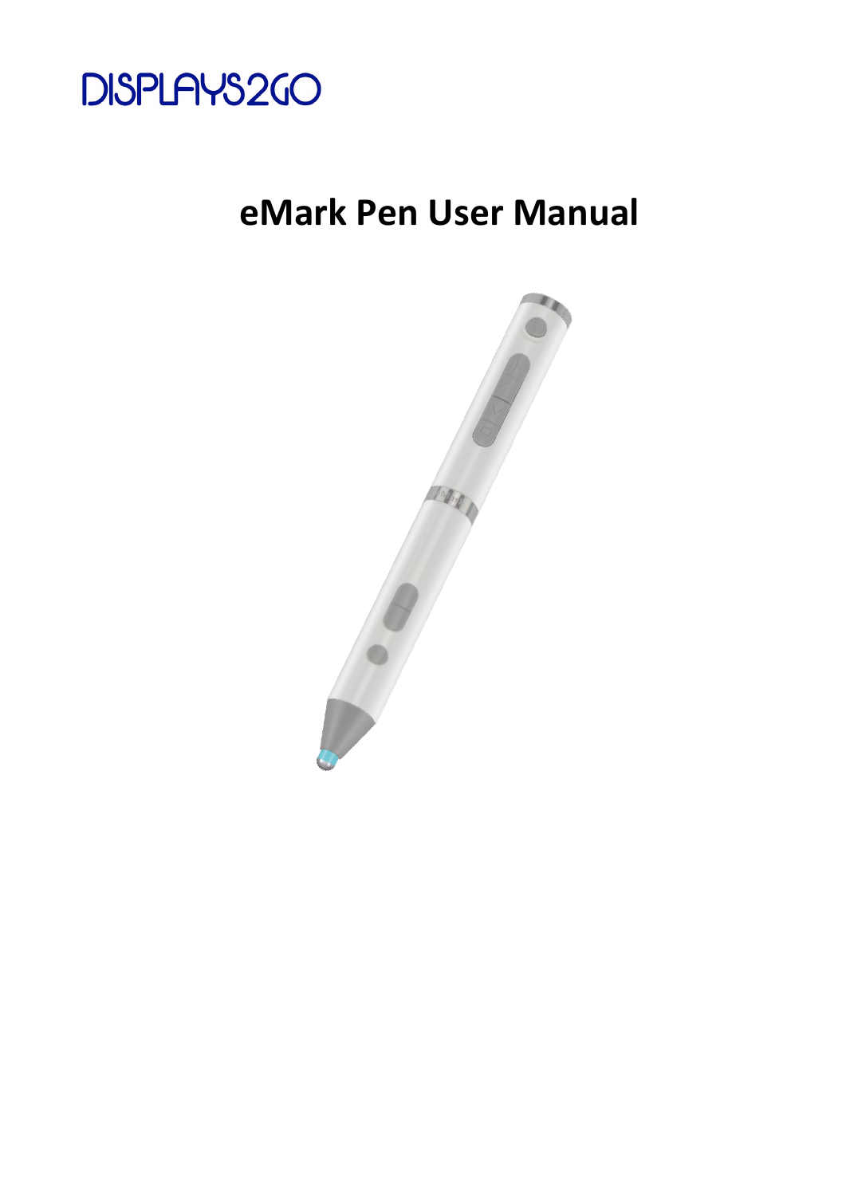DISPLAYS2GO

# eMark Pen User Manual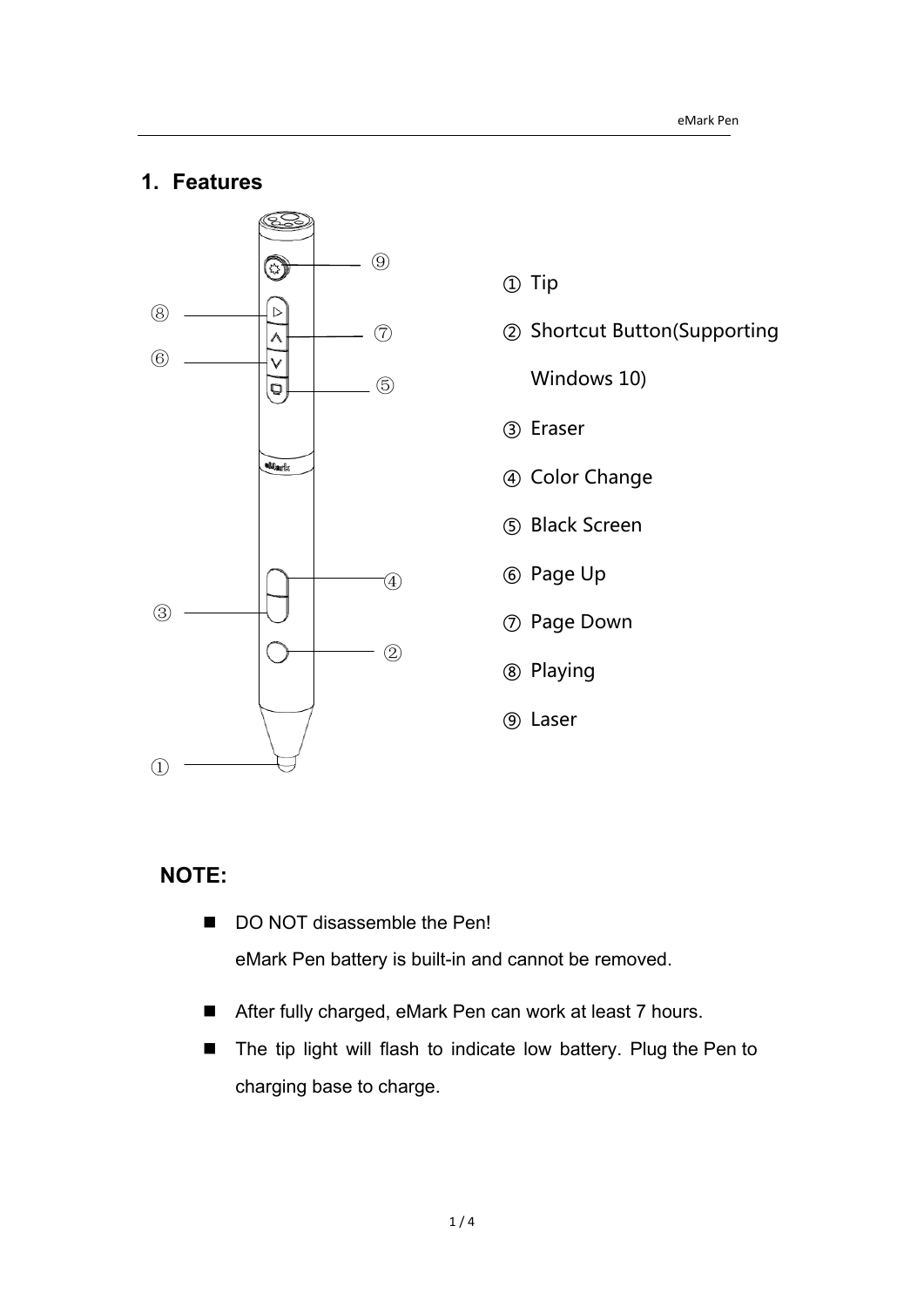## 1. Features

① Tip

② Shortcut Button(Supporting Windows 10)

③ Eraser

④ Color Change

⑤ Black Screen

⑥ Page Up

⑦ Page Down

⑧ Playing

⑨ Laser

**NOTE:**

- DO NOT disassemble the Pen!
  eMark Pen battery is built-in and cannot be removed.
- After fully charged, eMark Pen can work at least 7 hours.
- The tip light will flash to indicate low battery. Plug the Pen to charging base to charge.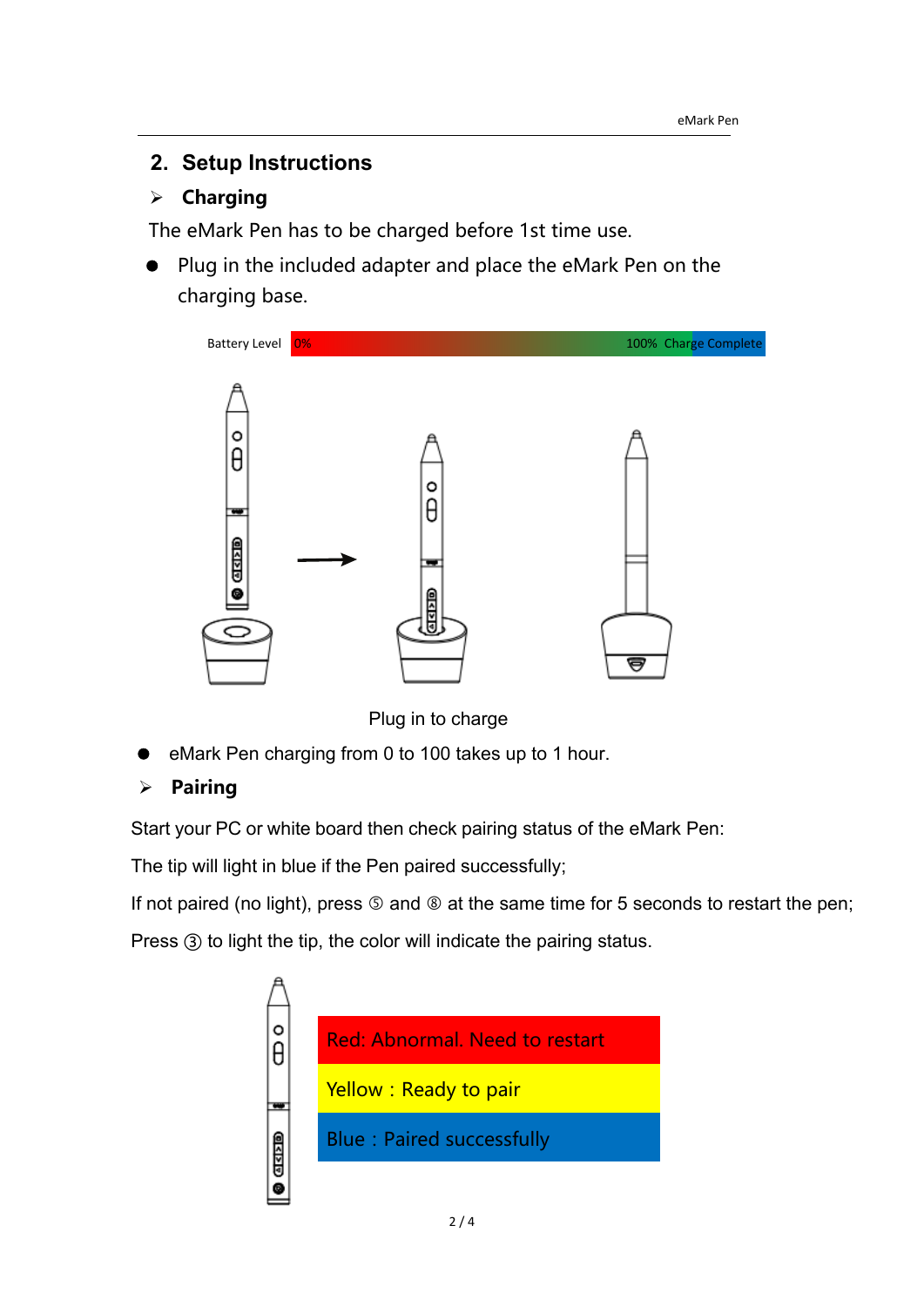## 2. Setup Instructions

### ➢ Charging

The eMark Pen has to be charged before 1st time use.

- Plug in the included adapter and place the eMark Pen on the charging base.

Battery Level 0% 100% Charge Complete

Plug in to charge

- eMark Pen charging from 0 to 100 takes up to 1 hour.

### ➢ Pairing

Start your PC or white board then check pairing status of the eMark Pen:

The tip will light in blue if the Pen paired successfully;

If not paired (no light), press ⑤ and ⑧ at the same time for 5 seconds to restart the pen;

Press ③ to light the tip, the color will indicate the pairing status.

Red: Abnormal. Need to restart

Yellow：Ready to pair

Blue：Paired successfully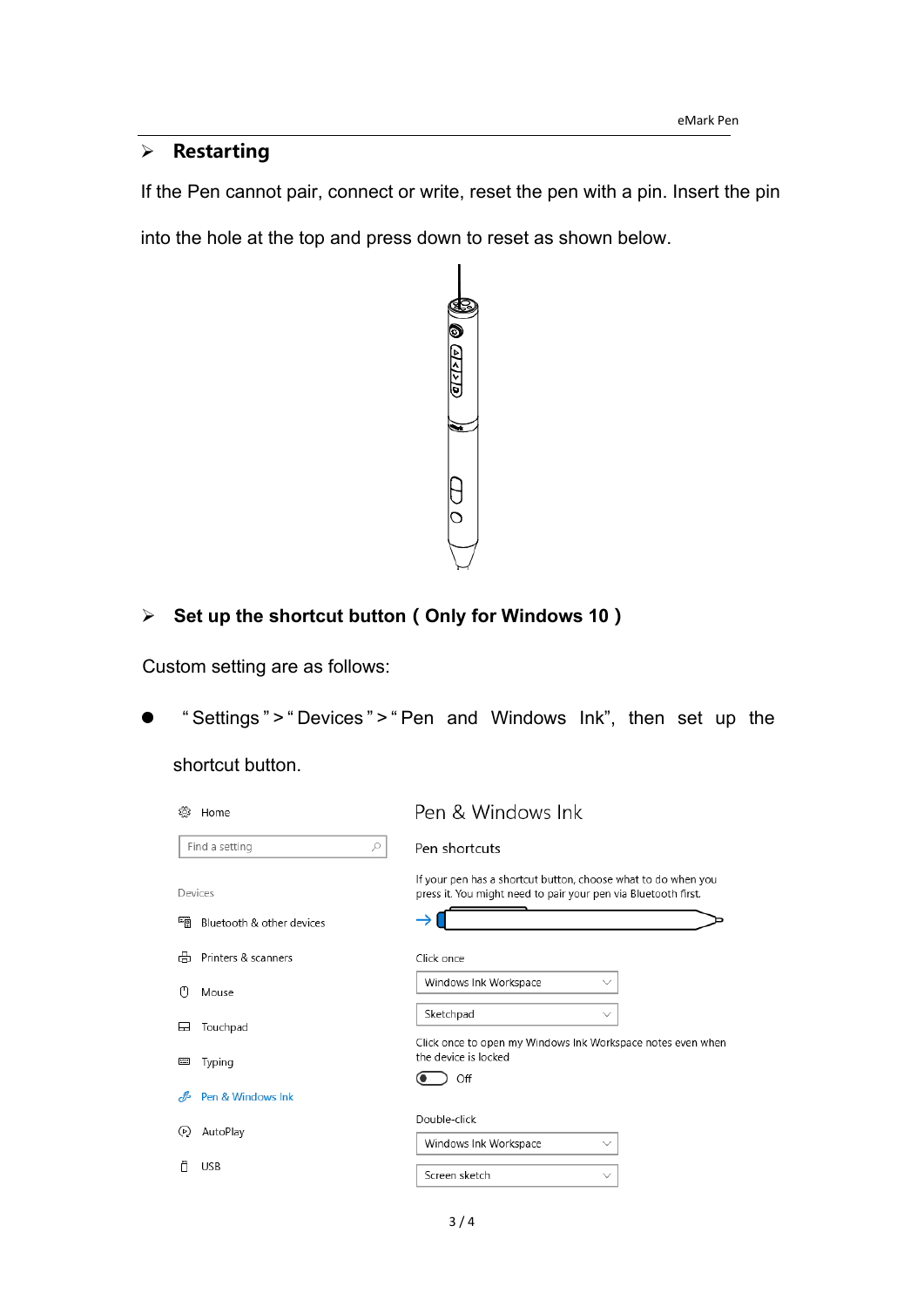## Restarting

If the Pen cannot pair, connect or write, reset the pen with a pin. Insert the pin into the hole at the top and press down to reset as shown below.

## Set up the shortcut button ( Only for Windows 10 )

Custom setting are as follows:

- " Settings " > " Devices " > " Pen and Windows Ink", then set up the shortcut button.

Home

Find a setting

Devices

Bluetooth & other devices

Printers & scanners

Mouse

Touchpad

Typing

Pen & Windows Ink

AutoPlay

USB

Pen & Windows Ink

Pen shortcuts

If your pen has a shortcut button, choose what to do when you press it. You might need to pair your pen via Bluetooth first.

Click once

Windows Ink Workspace

Sketchpad

Click once to open my Windows Ink Workspace notes even when the device is locked

Off

Double-click

Windows Ink Workspace

Screen sketch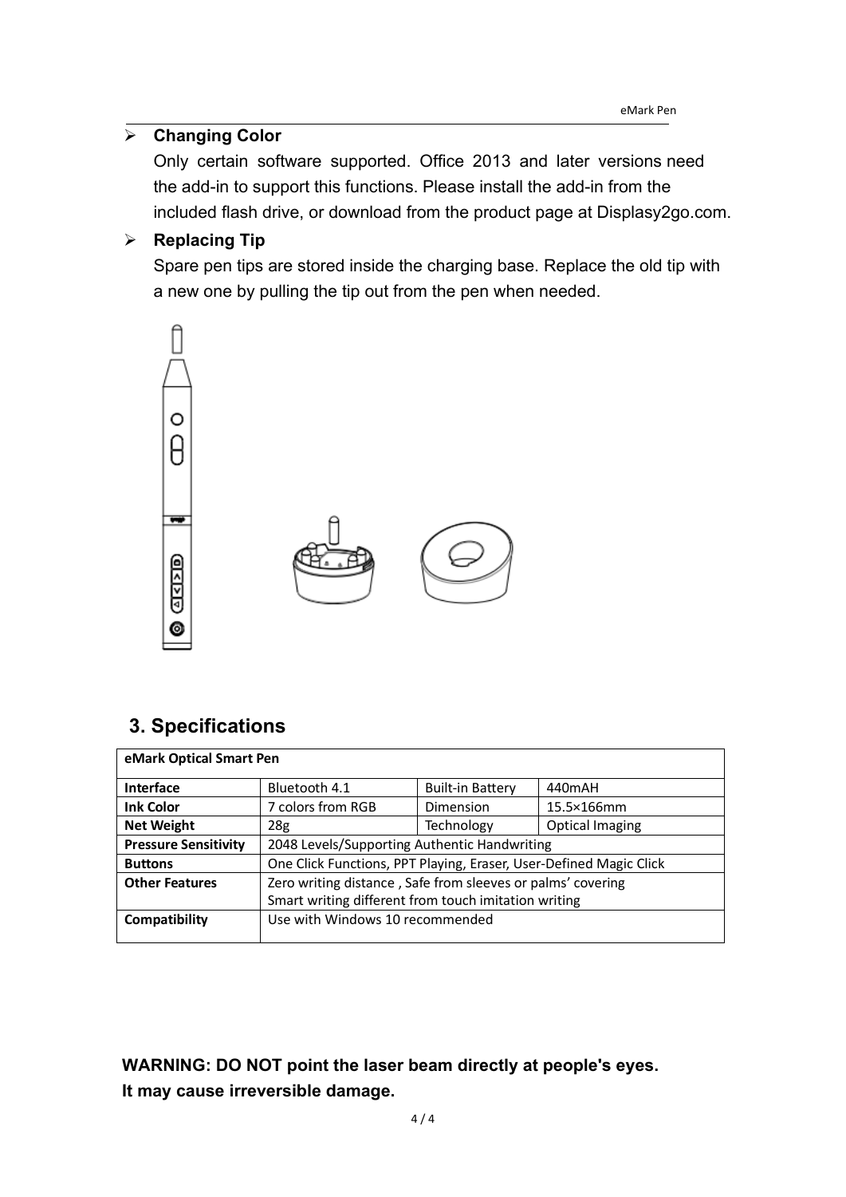- **Changing Color**

  Only certain software supported. Office 2013 and later versions need the add-in to support this functions. Please install the add-in from the included flash drive, or download from the product page at Displasy2go.com.

- **Replacing Tip**

  Spare pen tips are stored inside the charging base. Replace the old tip with a new one by pulling the tip out from the pen when needed.

## 3. Specifications

| eMark Optical Smart Pen | | | |
|---|---|---|---|
| **Interface** | Bluetooth 4.1 | Built-in Battery | 440mAH |
| **Ink Color** | 7 colors from RGB | Dimension | 15.5×166mm |
| **Net Weight** | 28g | Technology | Optical Imaging |
| **Pressure Sensitivity** | 2048 Levels/Supporting Authentic Handwriting | | |
| **Buttons** | One Click Functions, PPT Playing, Eraser, User-Defined Magic Click | | |
| **Other Features** | Zero writing distance , Safe from sleeves or palms' covering<br>Smart writing different from touch imitation writing | | |
| **Compatibility** | Use with Windows 10 recommended | | |

**WARNING: DO NOT point the laser beam directly at people's eyes.**
**It may cause irreversible damage.**